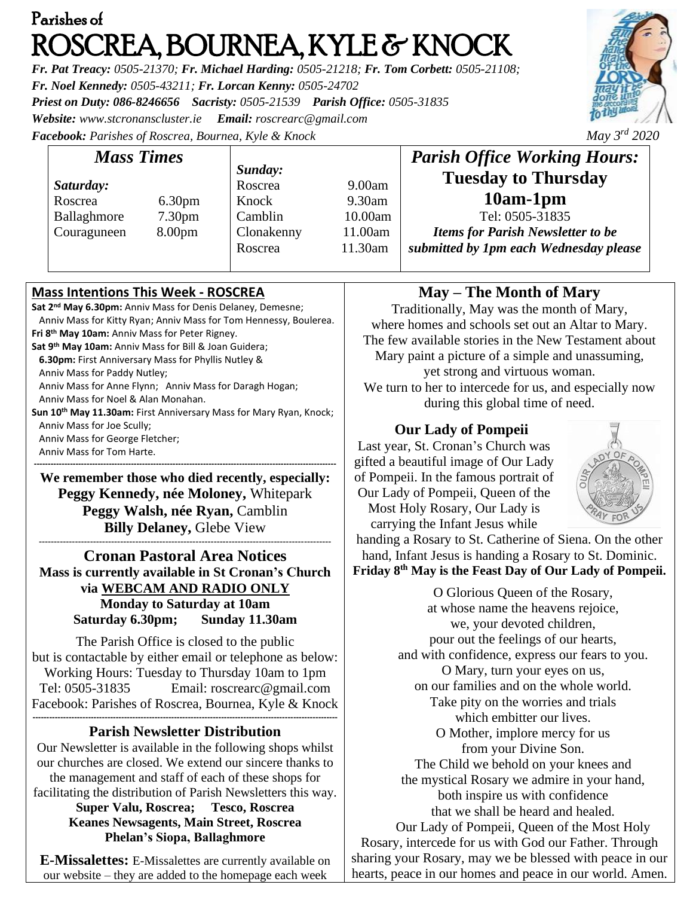# Parishes of ROSCREA, BOURNEA, KYLE & KNOCK

***Fr. Pat Treacy:** 0505-21370; **Fr. Michael Harding:** 0505-21218; **Fr. Tom Corbett:** 0505-21108;*
***Fr. Noel Kennedy:** 0505-43211; **Fr. Lorcan Kenny:** 0505-24702*
***Priest on Duty:** 086-8246656 **Sacristy:** 0505-21539 **Parish Office:** 0505-31835*
***Website:** www.stcronanscluster.ie **Email:** roscrearc@gmail.com*
***Facebook:** Parishes of Roscrea, Bournea, Kyle & Knock*

*May 3rd 2020*

## *Mass Times*

| *Saturday:* | | *Sunday:* | |
|---|---|---|---|
| Roscrea | 6.30pm | Roscrea | 9.00am |
| Ballaghmore | 7.30pm | Knock | 9.30am |
| Couraguneen | 8.00pm | Camblin | 10.00am |
| | | Clonakenny | 11.00am |
| | | Roscrea | 11.30am |

## *Parish Office Working Hours:*

**Tuesday to Thursday**
**10am-1pm**
Tel: 0505-31835
***Items for Parish Newsletter to be submitted by 1pm each Wednesday please***

### Mass Intentions This Week - ROSCREA

**Sat 2nd May 6.30pm:** Anniv Mass for Denis Delaney, Demesne; Anniv Mass for Kitty Ryan; Anniv Mass for Tom Hennessy, Boulerea.
**Fri 8th May 10am:** Anniv Mass for Peter Rigney.
**Sat 9th May 10am:** Anniv Mass for Bill & Joan Guidera;
**6.30pm:** First Anniversary Mass for Phyllis Nutley & Anniv Mass for Paddy Nutley;
Anniv Mass for Anne Flynn; Anniv Mass for Daragh Hogan;
Anniv Mass for Noel & Alan Monahan.
**Sun 10th May 11.30am:** First Anniversary Mass for Mary Ryan, Knock;
Anniv Mass for Joe Scully;
Anniv Mass for George Fletcher;
Anniv Mass for Tom Harte.

**We remember those who died recently, especially:**
**Peggy Kennedy, née Moloney,** Whitepark
**Peggy Walsh, née Ryan,** Camblin
**Billy Delaney,** Glebe View

### Cronan Pastoral Area Notices

**Mass is currently available in St Cronan's Church via WEBCAM AND RADIO ONLY**
**Monday to Saturday at 10am**
**Saturday 6.30pm; Sunday 11.30am**

The Parish Office is closed to the public but is contactable by either email or telephone as below:
Working Hours: Tuesday to Thursday 10am to 1pm
Tel: 0505-31835 Email: roscrearc@gmail.com
Facebook: Parishes of Roscrea, Bournea, Kyle & Knock

### Parish Newsletter Distribution

Our Newsletter is available in the following shops whilst our churches are closed. We extend our sincere thanks to the management and staff of each of these shops for facilitating the distribution of Parish Newsletters this way.

**Super Valu, Roscrea; Tesco, Roscrea**
**Keanes Newsagents, Main Street, Roscrea**
**Phelan's Siopa, Ballaghmore**

**E-Missalettes:** E-Missalettes are currently available on our website – they are added to the homepage each week

### May – The Month of Mary

Traditionally, May was the month of Mary, where homes and schools set out an Altar to Mary. The few available stories in the New Testament about Mary paint a picture of a simple and unassuming, yet strong and virtuous woman.
We turn to her to intercede for us, and especially now during this global time of need.

### Our Lady of Pompeii

Last year, St. Cronan's Church was gifted a beautiful image of Our Lady of Pompeii. In the famous portrait of Our Lady of Pompeii, Queen of the Most Holy Rosary, Our Lady is carrying the Infant Jesus while handing a Rosary to St. Catherine of Siena. On the other hand, Infant Jesus is handing a Rosary to St. Dominic.
**Friday 8th May is the Feast Day of Our Lady of Pompeii.**

O Glorious Queen of the Rosary,
at whose name the heavens rejoice,
we, your devoted children,
pour out the feelings of our hearts,
and with confidence, express our fears to you.
O Mary, turn your eyes on us,
on our families and on the whole world.
Take pity on the worries and trials
which embitter our lives.
O Mother, implore mercy for us
from your Divine Son.
The Child we behold on your knees and
the mystical Rosary we admire in your hand,
both inspire us with confidence
that we shall be heard and healed.
Our Lady of Pompeii, Queen of the Most Holy Rosary, intercede for us with God our Father. Through sharing your Rosary, may we be blessed with peace in our hearts, peace in our homes and peace in our world. Amen.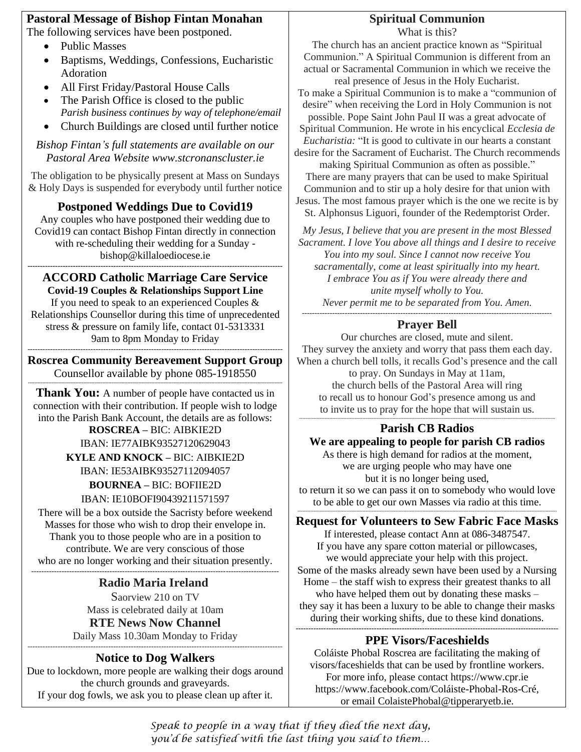## Pastoral Message of Bishop Fintan Monahan

The following services have been postponed.

- Public Masses
- Baptisms, Weddings, Confessions, Eucharistic Adoration
- All First Friday/Pastoral House Calls
- The Parish Office is closed to the public
  *Parish business continues by way of telephone/email*
- Church Buildings are closed until further notice

*Bishop Fintan's full statements are available on our Pastoral Area Website www.stcronanscluster.ie*

The obligation to be physically present at Mass on Sundays & Holy Days is suspended for everybody until further notice

## Postponed Weddings Due to Covid19

Any couples who have postponed their wedding due to Covid19 can contact Bishop Fintan directly in connection with re-scheduling their wedding for a Sunday - bishop@killaloediocese.ie

---

## ACCORD Catholic Marriage Care Service

**Covid-19 Couples & Relationships Support Line**

If you need to speak to an experienced Couples & Relationships Counsellor during this time of unprecedented stress & pressure on family life, contact 01-5313331
9am to 8pm Monday to Friday

---

## Roscrea Community Bereavement Support Group

Counsellor available by phone 085-1918550

---

**Thank You:** A number of people have contacted us in connection with their contribution. If people wish to lodge into the Parish Bank Account, the details are as follows:

**ROSCREA –** BIC: AIBKIE2D
IBAN: IE77AIBK93527120629043

**KYLE AND KNOCK –** BIC: AIBKIE2D
IBAN: IE53AIBK93527112094057

**BOURNEA –** BIC: BOFIIE2D
IBAN: IE10BOFI90439211571597

There will be a box outside the Sacristy before weekend Masses for those who wish to drop their envelope in. Thank you to those people who are in a position to contribute. We are very conscious of those who are no longer working and their situation presently.

---

## Radio Maria Ireland

Saorview 210 on TV
Mass is celebrated daily at 10am

## RTE News Now Channel

Daily Mass 10.30am Monday to Friday

---

## Notice to Dog Walkers

Due to lockdown, more people are walking their dogs around the church grounds and graveyards.
If your dog fowls, we ask you to please clean up after it.

## Spiritual Communion

What is this?

The church has an ancient practice known as "Spiritual Communion." A Spiritual Communion is different from an actual or Sacramental Communion in which we receive the real presence of Jesus in the Holy Eucharist.
To make a Spiritual Communion is to make a "communion of desire" when receiving the Lord in Holy Communion is not possible. Pope Saint John Paul II was a great advocate of Spiritual Communion. He wrote in his encyclical *Ecclesia de Eucharistia:* "It is good to cultivate in our hearts a constant desire for the Sacrament of Eucharist. The Church recommends making Spiritual Communion as often as possible."
There are many prayers that can be used to make Spiritual Communion and to stir up a holy desire for that union with Jesus. The most famous prayer which is the one we recite is by St. Alphonsus Liguori, founder of the Redemptorist Order.

*My Jesus, I believe that you are present in the most Blessed Sacrament. I love You above all things and I desire to receive You into my soul. Since I cannot now receive You sacramentally, come at least spiritually into my heart.
I embrace You as if You were already there and unite myself wholly to You.
Never permit me to be separated from You. Amen.*

---

## Prayer Bell

Our churches are closed, mute and silent.
They survey the anxiety and worry that pass them each day.
When a church bell tolls, it recalls God's presence and the call to pray. On Sundays in May at 11am,
the church bells of the Pastoral Area will ring
to recall us to honour God's presence among us and
to invite us to pray for the hope that will sustain us.

---

## Parish CB Radios

**We are appealing to people for parish CB radios**

As there is high demand for radios at the moment,
we are urging people who may have one
but it is no longer being used,
to return it so we can pass it on to somebody who would love to be able to get our own Masses via radio at this time.

---

## Request for Volunteers to Sew Fabric Face Masks

If interested, please contact Ann at 086-3487547.
If you have any spare cotton material or pillowcases,
we would appreciate your help with this project.
Some of the masks already sewn have been used by a Nursing Home – the staff wish to express their greatest thanks to all who have helped them out by donating these masks – they say it has been a luxury to be able to change their masks during their working shifts, due to these kind donations.

---

## PPE Visors/Faceshields

Coláiste Phobal Roscrea are facilitating the making of visors/faceshields that can be used by frontline workers.
For more info, please contact https://www.cpr.ie
https://www.facebook.com/Coláiste-Phobal-Ros-Cré,
or email ColaistePhobal@tipperaryetb.ie.

*Speak to people in a way that if they died the next day,
you'd be satisfied with the last thing you said to them...*